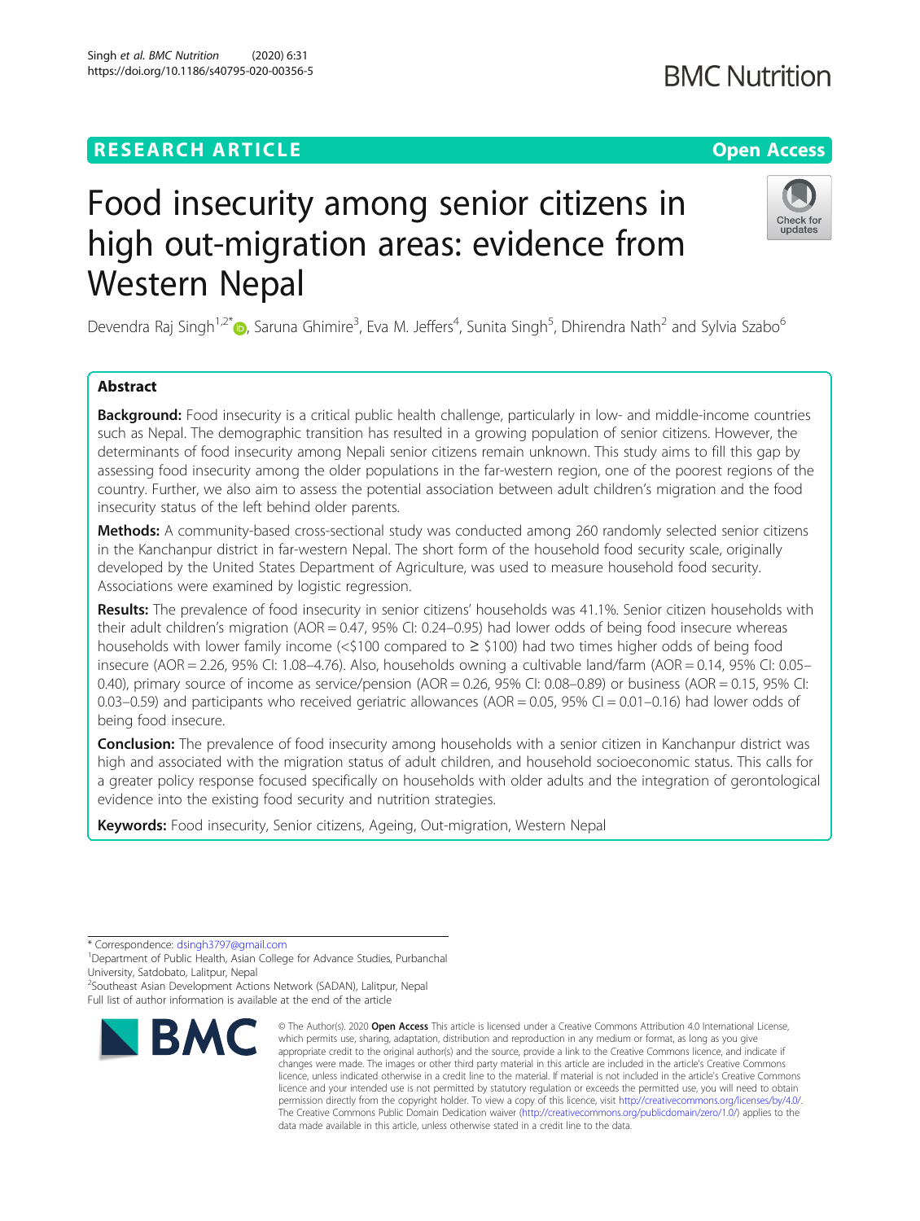RESEARCH ARTICLE

Open Access

# Food insecurity among senior citizens in high out-migration areas: evidence from Western Nepal

Devendra Raj Singh[1,2*], Saruna Ghimire[3], Eva M. Jeffers[4], Sunita Singh[5], Dhirendra Nath[2] and Sylvia Szabo[6]

## Abstract

**Background:** Food insecurity is a critical public health challenge, particularly in low- and middle-income countries such as Nepal. The demographic transition has resulted in a growing population of senior citizens. However, the determinants of food insecurity among Nepali senior citizens remain unknown. This study aims to fill this gap by assessing food insecurity among the older populations in the far-western region, one of the poorest regions of the country. Further, we also aim to assess the potential association between adult children's migration and the food insecurity status of the left behind older parents.

**Methods:** A community-based cross-sectional study was conducted among 260 randomly selected senior citizens in the Kanchanpur district in far-western Nepal. The short form of the household food security scale, originally developed by the United States Department of Agriculture, was used to measure household food security. Associations were examined by logistic regression.

**Results:** The prevalence of food insecurity in senior citizens' households was 41.1%. Senior citizen households with their adult children's migration (AOR = 0.47, 95% CI: 0.24–0.95) had lower odds of being food insecure whereas households with lower family income (<\$100 compared to ≥ \$100) had two times higher odds of being food insecure (AOR = 2.26, 95% CI: 1.08–4.76). Also, households owning a cultivable land/farm (AOR = 0.14, 95% CI: 0.05–0.40), primary source of income as service/pension (AOR = 0.26, 95% CI: 0.08–0.89) or business (AOR = 0.15, 95% CI: 0.03–0.59) and participants who received geriatric allowances (AOR = 0.05, 95% CI = 0.01–0.16) had lower odds of being food insecure.

**Conclusion:** The prevalence of food insecurity among households with a senior citizen in Kanchanpur district was high and associated with the migration status of adult children, and household socioeconomic status. This calls for a greater policy response focused specifically on households with older adults and the integration of gerontological evidence into the existing food security and nutrition strategies.

**Keywords:** Food insecurity, Senior citizens, Ageing, Out-migration, Western Nepal

\* Correspondence: dsingh3797@gmail.com
[1]Department of Public Health, Asian College for Advance Studies, Purbanchal University, Satdobato, Lalitpur, Nepal
[2]Southeast Asian Development Actions Network (SADAN), Lalitpur, Nepal
Full list of author information is available at the end of the article

© The Author(s). 2020 **Open Access** This article is licensed under a Creative Commons Attribution 4.0 International License, which permits use, sharing, adaptation, distribution and reproduction in any medium or format, as long as you give appropriate credit to the original author(s) and the source, provide a link to the Creative Commons licence, and indicate if changes were made. The images or other third party material in this article are included in the article's Creative Commons licence, unless indicated otherwise in a credit line to the material. If material is not included in the article's Creative Commons licence and your intended use is not permitted by statutory regulation or exceeds the permitted use, you will need to obtain permission directly from the copyright holder. To view a copy of this licence, visit http://creativecommons.org/licenses/by/4.0/. The Creative Commons Public Domain Dedication waiver (http://creativecommons.org/publicdomain/zero/1.0/) applies to the data made available in this article, unless otherwise stated in a credit line to the data.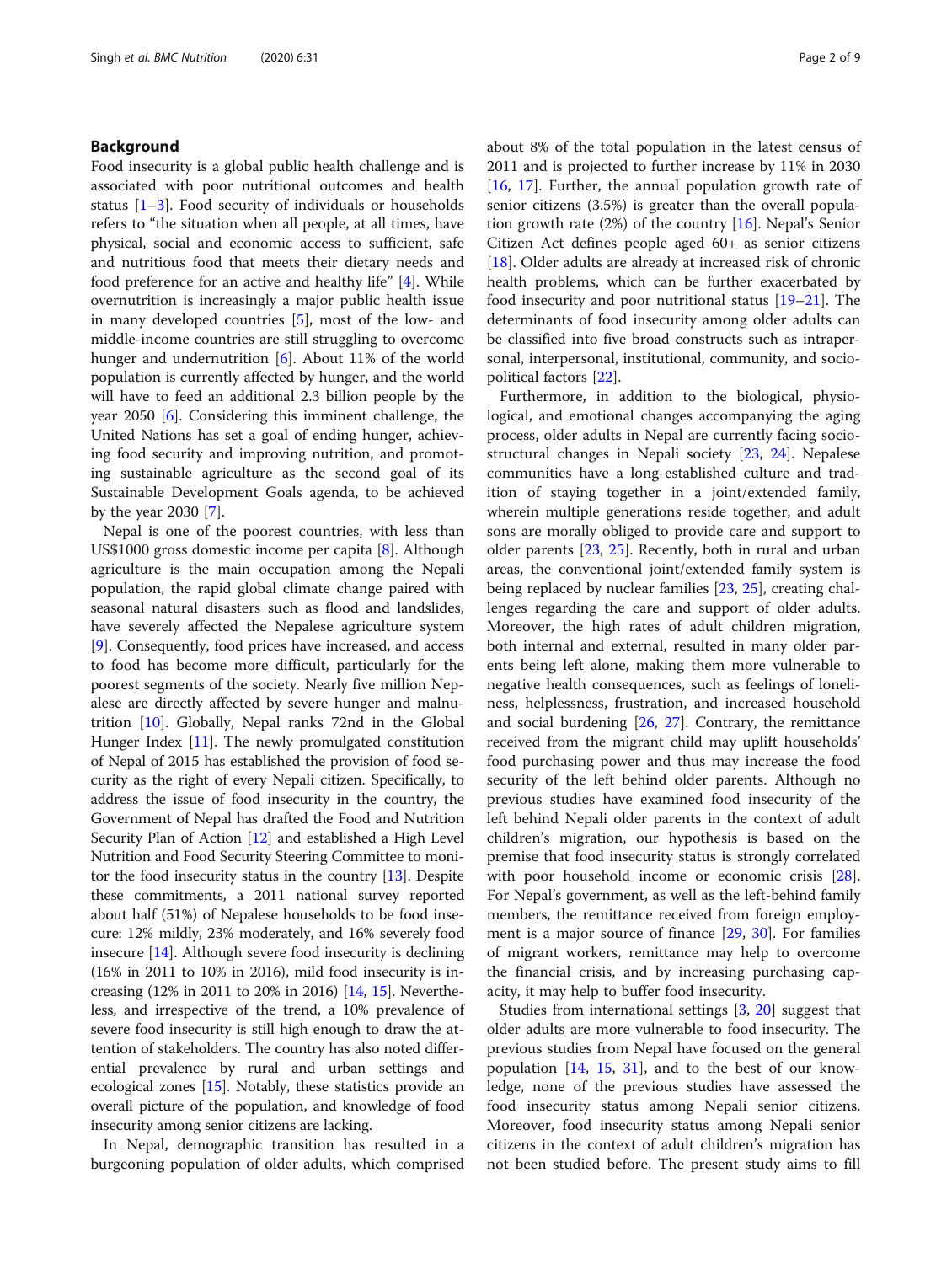## Background

Food insecurity is a global public health challenge and is associated with poor nutritional outcomes and health status [1–3]. Food security of individuals or households refers to "the situation when all people, at all times, have physical, social and economic access to sufficient, safe and nutritious food that meets their dietary needs and food preference for an active and healthy life" [4]. While overnutrition is increasingly a major public health issue in many developed countries [5], most of the low- and middle-income countries are still struggling to overcome hunger and undernutrition [6]. About 11% of the world population is currently affected by hunger, and the world will have to feed an additional 2.3 billion people by the year 2050 [6]. Considering this imminent challenge, the United Nations has set a goal of ending hunger, achieving food security and improving nutrition, and promoting sustainable agriculture as the second goal of its Sustainable Development Goals agenda, to be achieved by the year 2030 [7].

Nepal is one of the poorest countries, with less than US$1000 gross domestic income per capita [8]. Although agriculture is the main occupation among the Nepali population, the rapid global climate change paired with seasonal natural disasters such as flood and landslides, have severely affected the Nepalese agriculture system [9]. Consequently, food prices have increased, and access to food has become more difficult, particularly for the poorest segments of the society. Nearly five million Nepalese are directly affected by severe hunger and malnutrition [10]. Globally, Nepal ranks 72nd in the Global Hunger Index [11]. The newly promulgated constitution of Nepal of 2015 has established the provision of food security as the right of every Nepali citizen. Specifically, to address the issue of food insecurity in the country, the Government of Nepal has drafted the Food and Nutrition Security Plan of Action [12] and established a High Level Nutrition and Food Security Steering Committee to monitor the food insecurity status in the country [13]. Despite these commitments, a 2011 national survey reported about half (51%) of Nepalese households to be food insecure: 12% mildly, 23% moderately, and 16% severely food insecure [14]. Although severe food insecurity is declining (16% in 2011 to 10% in 2016), mild food insecurity is increasing (12% in 2011 to 20% in 2016) [14, 15]. Nevertheless, and irrespective of the trend, a 10% prevalence of severe food insecurity is still high enough to draw the attention of stakeholders. The country has also noted differential prevalence by rural and urban settings and ecological zones [15]. Notably, these statistics provide an overall picture of the population, and knowledge of food insecurity among senior citizens are lacking.

In Nepal, demographic transition has resulted in a burgeoning population of older adults, which comprised about 8% of the total population in the latest census of 2011 and is projected to further increase by 11% in 2030 [16, 17]. Further, the annual population growth rate of senior citizens (3.5%) is greater than the overall population growth rate (2%) of the country [16]. Nepal's Senior Citizen Act defines people aged 60+ as senior citizens [18]. Older adults are already at increased risk of chronic health problems, which can be further exacerbated by food insecurity and poor nutritional status [19–21]. The determinants of food insecurity among older adults can be classified into five broad constructs such as intrapersonal, interpersonal, institutional, community, and socio-political factors [22].

Furthermore, in addition to the biological, physiological, and emotional changes accompanying the aging process, older adults in Nepal are currently facing socio-structural changes in Nepali society [23, 24]. Nepalese communities have a long-established culture and tradition of staying together in a joint/extended family, wherein multiple generations reside together, and adult sons are morally obliged to provide care and support to older parents [23, 25]. Recently, both in rural and urban areas, the conventional joint/extended family system is being replaced by nuclear families [23, 25], creating challenges regarding the care and support of older adults. Moreover, the high rates of adult children migration, both internal and external, resulted in many older parents being left alone, making them more vulnerable to negative health consequences, such as feelings of loneliness, helplessness, frustration, and increased household and social burdening [26, 27]. Contrary, the remittance received from the migrant child may uplift households' food purchasing power and thus may increase the food security of the left behind older parents. Although no previous studies have examined food insecurity of the left behind Nepali older parents in the context of adult children's migration, our hypothesis is based on the premise that food insecurity status is strongly correlated with poor household income or economic crisis [28]. For Nepal's government, as well as the left-behind family members, the remittance received from foreign employment is a major source of finance [29, 30]. For families of migrant workers, remittance may help to overcome the financial crisis, and by increasing purchasing capacity, it may help to buffer food insecurity.

Studies from international settings [3, 20] suggest that older adults are more vulnerable to food insecurity. The previous studies from Nepal have focused on the general population [14, 15, 31], and to the best of our knowledge, none of the previous studies have assessed the food insecurity status among Nepali senior citizens. Moreover, food insecurity status among Nepali senior citizens in the context of adult children's migration has not been studied before. The present study aims to fill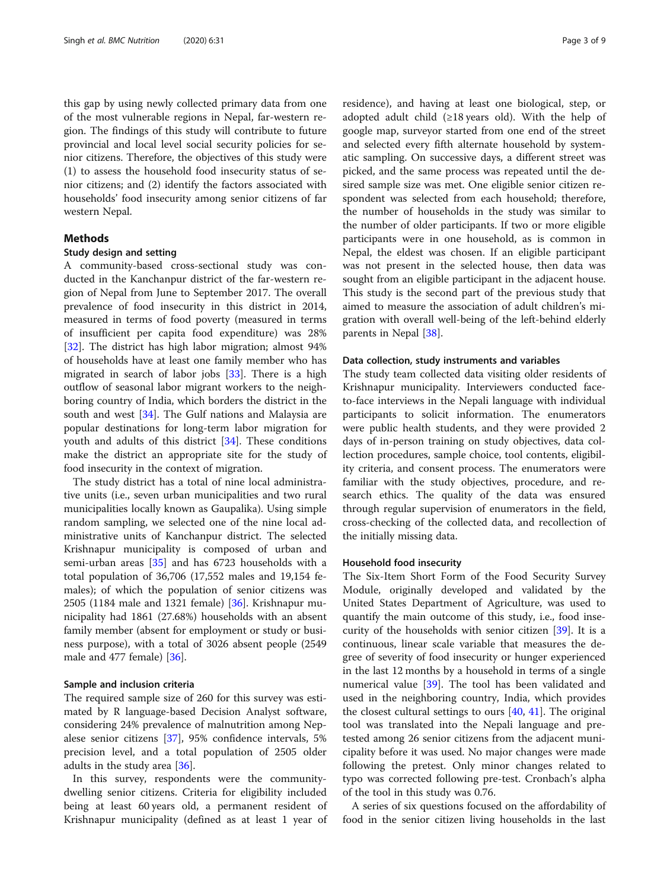this gap by using newly collected primary data from one of the most vulnerable regions in Nepal, far-western region. The findings of this study will contribute to future provincial and local level social security policies for senior citizens. Therefore, the objectives of this study were (1) to assess the household food insecurity status of senior citizens; and (2) identify the factors associated with households' food insecurity among senior citizens of far western Nepal.

## Methods

### Study design and setting

A community-based cross-sectional study was conducted in the Kanchanpur district of the far-western region of Nepal from June to September 2017. The overall prevalence of food insecurity in this district in 2014, measured in terms of food poverty (measured in terms of insufficient per capita food expenditure) was 28% [32]. The district has high labor migration; almost 94% of households have at least one family member who has migrated in search of labor jobs [33]. There is a high outflow of seasonal labor migrant workers to the neighboring country of India, which borders the district in the south and west [34]. The Gulf nations and Malaysia are popular destinations for long-term labor migration for youth and adults of this district [34]. These conditions make the district an appropriate site for the study of food insecurity in the context of migration.

The study district has a total of nine local administrative units (i.e., seven urban municipalities and two rural municipalities locally known as Gaupalika). Using simple random sampling, we selected one of the nine local administrative units of Kanchanpur district. The selected Krishnapur municipality is composed of urban and semi-urban areas [35] and has 6723 households with a total population of 36,706 (17,552 males and 19,154 females); of which the population of senior citizens was 2505 (1184 male and 1321 female) [36]. Krishnapur municipality had 1861 (27.68%) households with an absent family member (absent for employment or study or business purpose), with a total of 3026 absent people (2549 male and 477 female) [36].

### Sample and inclusion criteria

The required sample size of 260 for this survey was estimated by R language-based Decision Analyst software, considering 24% prevalence of malnutrition among Nepalese senior citizens [37], 95% confidence intervals, 5% precision level, and a total population of 2505 older adults in the study area [36].

In this survey, respondents were the community-dwelling senior citizens. Criteria for eligibility included being at least 60 years old, a permanent resident of Krishnapur municipality (defined as at least 1 year of residence), and having at least one biological, step, or adopted adult child (≥18 years old). With the help of google map, surveyor started from one end of the street and selected every fifth alternate household by systematic sampling. On successive days, a different street was picked, and the same process was repeated until the desired sample size was met. One eligible senior citizen respondent was selected from each household; therefore, the number of households in the study was similar to the number of older participants. If two or more eligible participants were in one household, as is common in Nepal, the eldest was chosen. If an eligible participant was not present in the selected house, then data was sought from an eligible participant in the adjacent house. This study is the second part of the previous study that aimed to measure the association of adult children's migration with overall well-being of the left-behind elderly parents in Nepal [38].

### Data collection, study instruments and variables

The study team collected data visiting older residents of Krishnapur municipality. Interviewers conducted face-to-face interviews in the Nepali language with individual participants to solicit information. The enumerators were public health students, and they were provided 2 days of in-person training on study objectives, data collection procedures, sample choice, tool contents, eligibility criteria, and consent process. The enumerators were familiar with the study objectives, procedure, and research ethics. The quality of the data was ensured through regular supervision of enumerators in the field, cross-checking of the collected data, and recollection of the initially missing data.

### Household food insecurity

The Six-Item Short Form of the Food Security Survey Module, originally developed and validated by the United States Department of Agriculture, was used to quantify the main outcome of this study, i.e., food insecurity of the households with senior citizen [39]. It is a continuous, linear scale variable that measures the degree of severity of food insecurity or hunger experienced in the last 12 months by a household in terms of a single numerical value [39]. The tool has been validated and used in the neighboring country, India, which provides the closest cultural settings to ours [40, 41]. The original tool was translated into the Nepali language and pretested among 26 senior citizens from the adjacent municipality before it was used. No major changes were made following the pretest. Only minor changes related to typo was corrected following pre-test. Cronbach's alpha of the tool in this study was 0.76.

A series of six questions focused on the affordability of food in the senior citizen living households in the last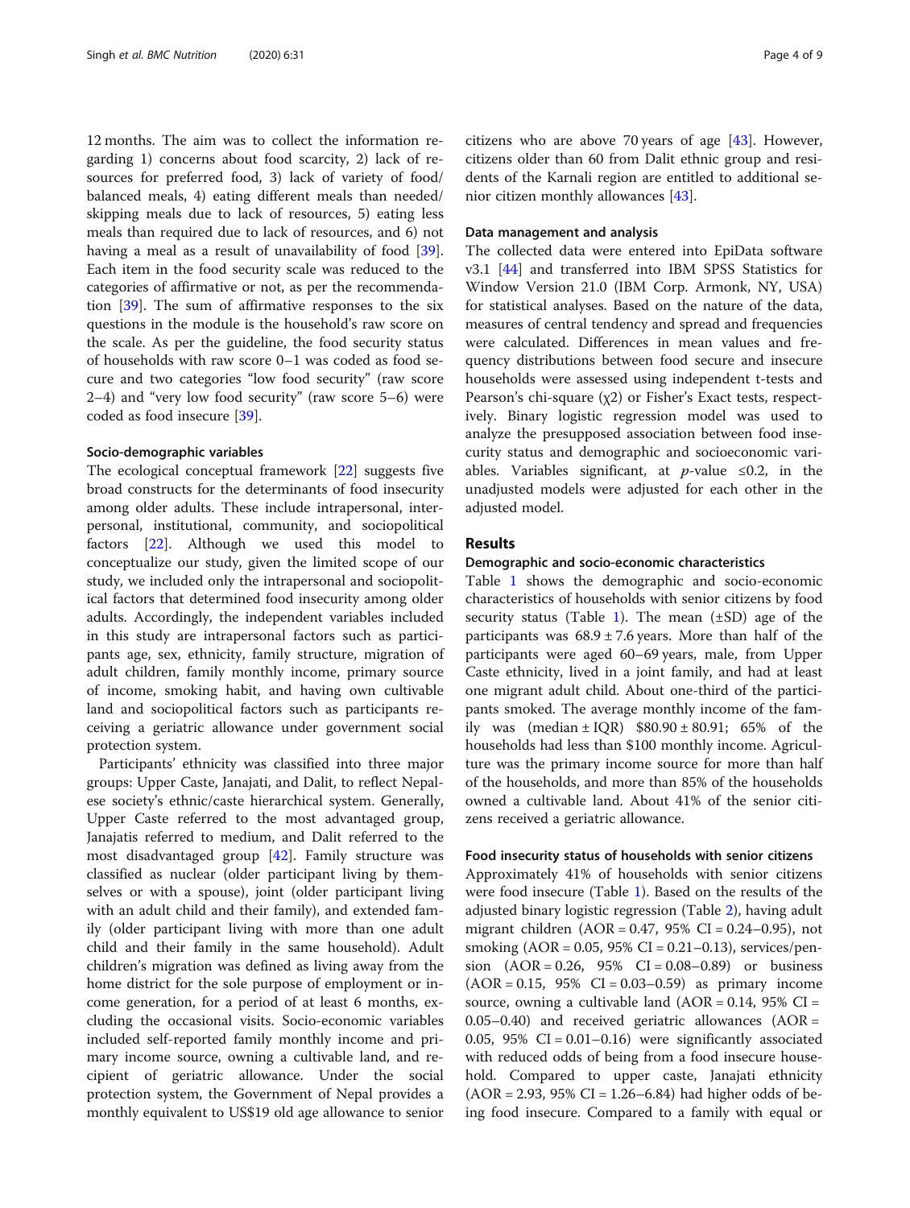12 months. The aim was to collect the information regarding 1) concerns about food scarcity, 2) lack of resources for preferred food, 3) lack of variety of food/balanced meals, 4) eating different meals than needed/skipping meals due to lack of resources, 5) eating less meals than required due to lack of resources, and 6) not having a meal as a result of unavailability of food [39]. Each item in the food security scale was reduced to the categories of affirmative or not, as per the recommendation [39]. The sum of affirmative responses to the six questions in the module is the household's raw score on the scale. As per the guideline, the food security status of households with raw score 0–1 was coded as food secure and two categories "low food security" (raw score 2–4) and "very low food security" (raw score 5–6) were coded as food insecure [39].

### Socio-demographic variables

The ecological conceptual framework [22] suggests five broad constructs for the determinants of food insecurity among older adults. These include intrapersonal, interpersonal, institutional, community, and sociopolitical factors [22]. Although we used this model to conceptualize our study, given the limited scope of our study, we included only the intrapersonal and sociopolitical factors that determined food insecurity among older adults. Accordingly, the independent variables included in this study are intrapersonal factors such as participants age, sex, ethnicity, family structure, migration of adult children, family monthly income, primary source of income, smoking habit, and having own cultivable land and sociopolitical factors such as participants receiving a geriatric allowance under government social protection system.

Participants' ethnicity was classified into three major groups: Upper Caste, Janajati, and Dalit, to reflect Nepalese society's ethnic/caste hierarchical system. Generally, Upper Caste referred to the most advantaged group, Janajatis referred to medium, and Dalit referred to the most disadvantaged group [42]. Family structure was classified as nuclear (older participant living by themselves or with a spouse), joint (older participant living with an adult child and their family), and extended family (older participant living with more than one adult child and their family in the same household). Adult children's migration was defined as living away from the home district for the sole purpose of employment or income generation, for a period of at least 6 months, excluding the occasional visits. Socio-economic variables included self-reported family monthly income and primary income source, owning a cultivable land, and recipient of geriatric allowance. Under the social protection system, the Government of Nepal provides a monthly equivalent to US$19 old age allowance to senior citizens who are above 70 years of age [43]. However, citizens older than 60 from Dalit ethnic group and residents of the Karnali region are entitled to additional senior citizen monthly allowances [43].

### Data management and analysis

The collected data were entered into EpiData software v3.1 [44] and transferred into IBM SPSS Statistics for Window Version 21.0 (IBM Corp. Armonk, NY, USA) for statistical analyses. Based on the nature of the data, measures of central tendency and spread and frequencies were calculated. Differences in mean values and frequency distributions between food secure and insecure households were assessed using independent t-tests and Pearson's chi-square ($\chi2$) or Fisher's Exact tests, respectively. Binary logistic regression model was used to analyze the presupposed association between food insecurity status and demographic and socioeconomic variables. Variables significant, at *p*-value $\leq 0.2$, in the unadjusted models were adjusted for each other in the adjusted model.

## Results

### Demographic and socio-economic characteristics

Table 1 shows the demographic and socio-economic characteristics of households with senior citizens by food security status (Table 1). The mean (±SD) age of the participants was 68.9 ± 7.6 years. More than half of the participants were aged 60–69 years, male, from Upper Caste ethnicity, lived in a joint family, and had at least one migrant adult child. About one-third of the participants smoked. The average monthly income of the family was (median ± IQR) $80.90 ± 80.91; 65% of the households had less than $100 monthly income. Agriculture was the primary income source for more than half of the households, and more than 85% of the households owned a cultivable land. About 41% of the senior citizens received a geriatric allowance.

### Food insecurity status of households with senior citizens

Approximately 41% of households with senior citizens were food insecure (Table 1). Based on the results of the adjusted binary logistic regression (Table 2), having adult migrant children (AOR = 0.47, 95% CI = 0.24–0.95), not smoking (AOR = 0.05, 95% CI = 0.21–0.13), services/pension (AOR = 0.26, 95% CI = 0.08–0.89) or business (AOR = 0.15, 95% CI = 0.03–0.59) as primary income source, owning a cultivable land (AOR = 0.14, 95% CI = 0.05–0.40) and received geriatric allowances (AOR = 0.05, 95% CI = 0.01–0.16) were significantly associated with reduced odds of being from a food insecure household. Compared to upper caste, Janajati ethnicity (AOR = 2.93, 95% CI = 1.26–6.84) had higher odds of being food insecure. Compared to a family with equal or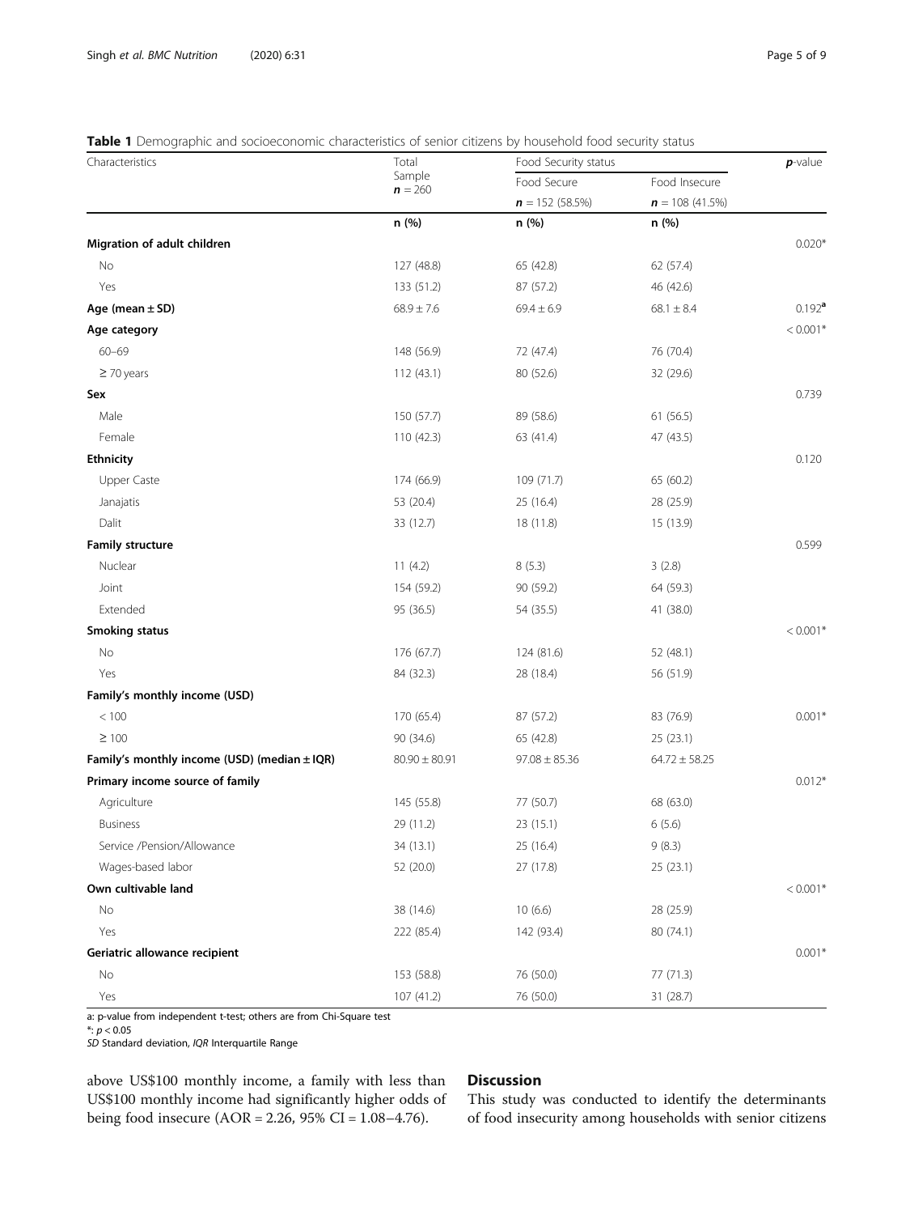**Table 1** Demographic and socioeconomic characteristics of senior citizens by household food security status

| Characteristics | Total Sample $n = 260$ | Food Security status | | *p*-value |
|---|---|---|---|---|
| | | Food Secure $n = 152$ (58.5%) | Food Insecure $n = 108$ (41.5%) | |
| | n (%) | n (%) | n (%) | |
| **Migration of adult children** | | | | 0.020* |
| No | 127 (48.8) | 65 (42.8) | 62 (57.4) | |
| Yes | 133 (51.2) | 87 (57.2) | 46 (42.6) | |
| **Age (mean ± SD)** | 68.9 ± 7.6 | 69.4 ± 6.9 | 68.1 ± 8.4 | 0.192[a] |
| **Age category** | | | | < 0.001* |
| 60–69 | 148 (56.9) | 72 (47.4) | 76 (70.4) | |
| ≥ 70 years | 112 (43.1) | 80 (52.6) | 32 (29.6) | |
| **Sex** | | | | 0.739 |
| Male | 150 (57.7) | 89 (58.6) | 61 (56.5) | |
| Female | 110 (42.3) | 63 (41.4) | 47 (43.5) | |
| **Ethnicity** | | | | 0.120 |
| Upper Caste | 174 (66.9) | 109 (71.7) | 65 (60.2) | |
| Janajatis | 53 (20.4) | 25 (16.4) | 28 (25.9) | |
| Dalit | 33 (12.7) | 18 (11.8) | 15 (13.9) | |
| **Family structure** | | | | 0.599 |
| Nuclear | 11 (4.2) | 8 (5.3) | 3 (2.8) | |
| Joint | 154 (59.2) | 90 (59.2) | 64 (59.3) | |
| Extended | 95 (36.5) | 54 (35.5) | 41 (38.0) | |
| **Smoking status** | | | | < 0.001* |
| No | 176 (67.7) | 124 (81.6) | 52 (48.1) | |
| Yes | 84 (32.3) | 28 (18.4) | 56 (51.9) | |
| **Family's monthly income (USD)** | | | | |
| < 100 | 170 (65.4) | 87 (57.2) | 83 (76.9) | 0.001* |
| ≥ 100 | 90 (34.6) | 65 (42.8) | 25 (23.1) | |
| **Family's monthly income (USD) (median ± IQR)** | 80.90 ± 80.91 | 97.08 ± 85.36 | 64.72 ± 58.25 | |
| **Primary income source of family** | | | | 0.012* |
| Agriculture | 145 (55.8) | 77 (50.7) | 68 (63.0) | |
| Business | 29 (11.2) | 23 (15.1) | 6 (5.6) | |
| Service /Pension/Allowance | 34 (13.1) | 25 (16.4) | 9 (8.3) | |
| Wages-based labor | 52 (20.0) | 27 (17.8) | 25 (23.1) | |
| **Own cultivable land** | | | | < 0.001* |
| No | 38 (14.6) | 10 (6.6) | 28 (25.9) | |
| Yes | 222 (85.4) | 142 (93.4) | 80 (74.1) | |
| **Geriatric allowance recipient** | | | | 0.001* |
| No | 153 (58.8) | 76 (50.0) | 77 (71.3) | |
| Yes | 107 (41.2) | 76 (50.0) | 31 (28.7) | |

a: p-value from independent t-test; others are from Chi-Square test

*: $p < 0.05$

*SD* Standard deviation, *IQR* Interquartile Range

above US$100 monthly income, a family with less than US$100 monthly income had significantly higher odds of being food insecure (AOR = 2.26, 95% CI = 1.08–4.76).

## Discussion

This study was conducted to identify the determinants of food insecurity among households with senior citizens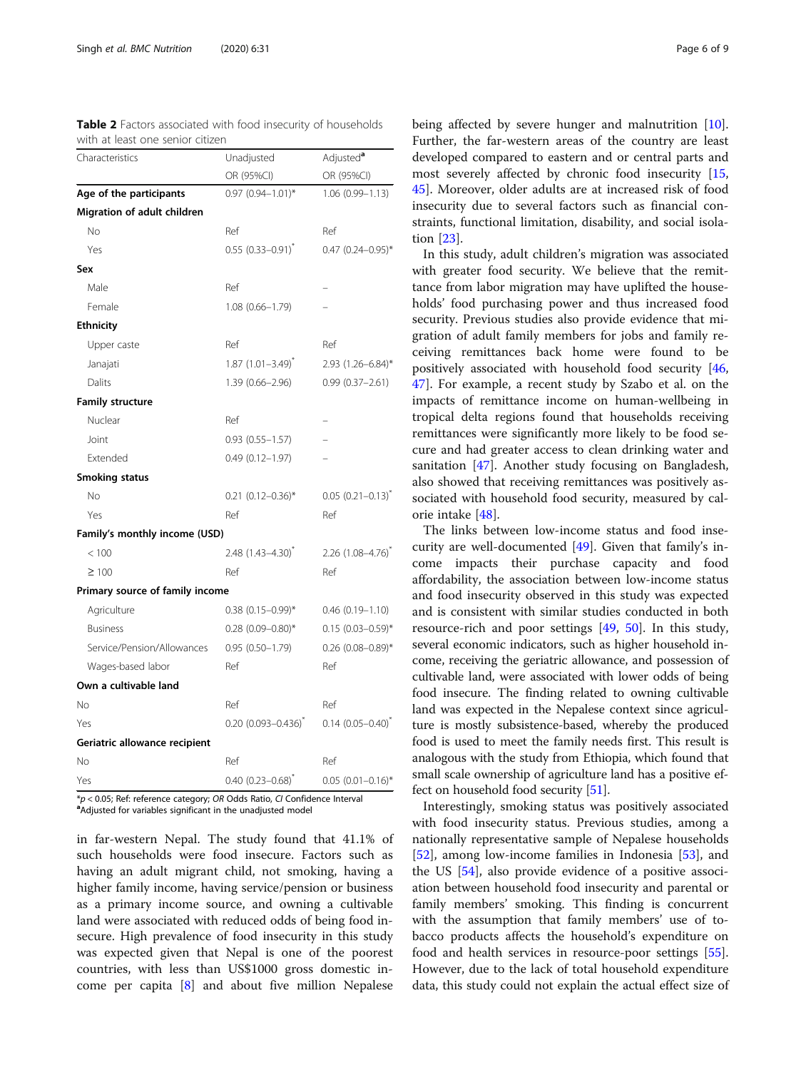**Table 2** Factors associated with food insecurity of households with at least one senior citizen

| Characteristics | Unadjusted OR (95%CI) | Adjusted[a] OR (95%CI) |
|---|---|---|
| **Age of the participants** | 0.97 (0.94–1.01)* | 1.06 (0.99–1.13) |
| **Migration of adult children** | | |
| No | Ref | Ref |
| Yes | 0.55 (0.33–0.91)* | 0.47 (0.24–0.95)* |
| **Sex** | | |
| Male | Ref | – |
| Female | 1.08 (0.66–1.79) | – |
| **Ethnicity** | | |
| Upper caste | Ref | Ref |
| Janajati | 1.87 (1.01–3.49)* | 2.93 (1.26–6.84)* |
| Dalits | 1.39 (0.66–2.96) | 0.99 (0.37–2.61) |
| **Family structure** | | |
| Nuclear | Ref | – |
| Joint | 0.93 (0.55–1.57) | – |
| Extended | 0.49 (0.12–1.97) | – |
| **Smoking status** | | |
| No | 0.21 (0.12–0.36)* | 0.05 (0.21–0.13)* |
| Yes | Ref | Ref |
| **Family's monthly income (USD)** | | |
| < 100 | 2.48 (1.43–4.30)* | 2.26 (1.08–4.76)* |
| ≥ 100 | Ref | Ref |
| **Primary source of family income** | | |
| Agriculture | 0.38 (0.15–0.99)* | 0.46 (0.19–1.10) |
| Business | 0.28 (0.09–0.80)* | 0.15 (0.03–0.59)* |
| Service/Pension/Allowances | 0.95 (0.50–1.79) | 0.26 (0.08–0.89)* |
| Wages-based labor | Ref | Ref |
| **Own a cultivable land** | | |
| No | Ref | Ref |
| Yes | 0.20 (0.093–0.436)* | 0.14 (0.05–0.40)* |
| **Geriatric allowance recipient** | | |
| No | Ref | Ref |
| Yes | 0.40 (0.23–0.68)* | 0.05 (0.01–0.16)* |

*$p < 0.05$; Ref: reference category; *OR* Odds Ratio, *CI* Confidence Interval
[a]Adjusted for variables significant in the unadjusted model

in far-western Nepal. The study found that 41.1% of such households were food insecure. Factors such as having an adult migrant child, not smoking, having a higher family income, having service/pension or business as a primary income source, and owning a cultivable land were associated with reduced odds of being food insecure. High prevalence of food insecurity in this study was expected given that Nepal is one of the poorest countries, with less than US$1000 gross domestic income per capita [8] and about five million Nepalese being affected by severe hunger and malnutrition [10]. Further, the far-western areas of the country are least developed compared to eastern and or central parts and most severely affected by chronic food insecurity [15, 45]. Moreover, older adults are at increased risk of food insecurity due to several factors such as financial constraints, functional limitation, disability, and social isolation [23].

In this study, adult children's migration was associated with greater food security. We believe that the remittance from labor migration may have uplifted the households' food purchasing power and thus increased food security. Previous studies also provide evidence that migration of adult family members for jobs and family receiving remittances back home were found to be positively associated with household food security [46, 47]. For example, a recent study by Szabo et al. on the impacts of remittance income on human-wellbeing in tropical delta regions found that households receiving remittances were significantly more likely to be food secure and had greater access to clean drinking water and sanitation [47]. Another study focusing on Bangladesh, also showed that receiving remittances was positively associated with household food security, measured by calorie intake [48].

The links between low-income status and food insecurity are well-documented [49]. Given that family's income impacts their purchase capacity and food affordability, the association between low-income status and food insecurity observed in this study was expected and is consistent with similar studies conducted in both resource-rich and poor settings [49, 50]. In this study, several economic indicators, such as higher household income, receiving the geriatric allowance, and possession of cultivable land, were associated with lower odds of being food insecure. The finding related to owning cultivable land was expected in the Nepalese context since agriculture is mostly subsistence-based, whereby the produced food is used to meet the family needs first. This result is analogous with the study from Ethiopia, which found that small scale ownership of agriculture land has a positive effect on household food security [51].

Interestingly, smoking status was positively associated with food insecurity status. Previous studies, among a nationally representative sample of Nepalese households [52], among low-income families in Indonesia [53], and the US [54], also provide evidence of a positive association between household food insecurity and parental or family members' smoking. This finding is concurrent with the assumption that family members' use of tobacco products affects the household's expenditure on food and health services in resource-poor settings [55]. However, due to the lack of total household expenditure data, this study could not explain the actual effect size of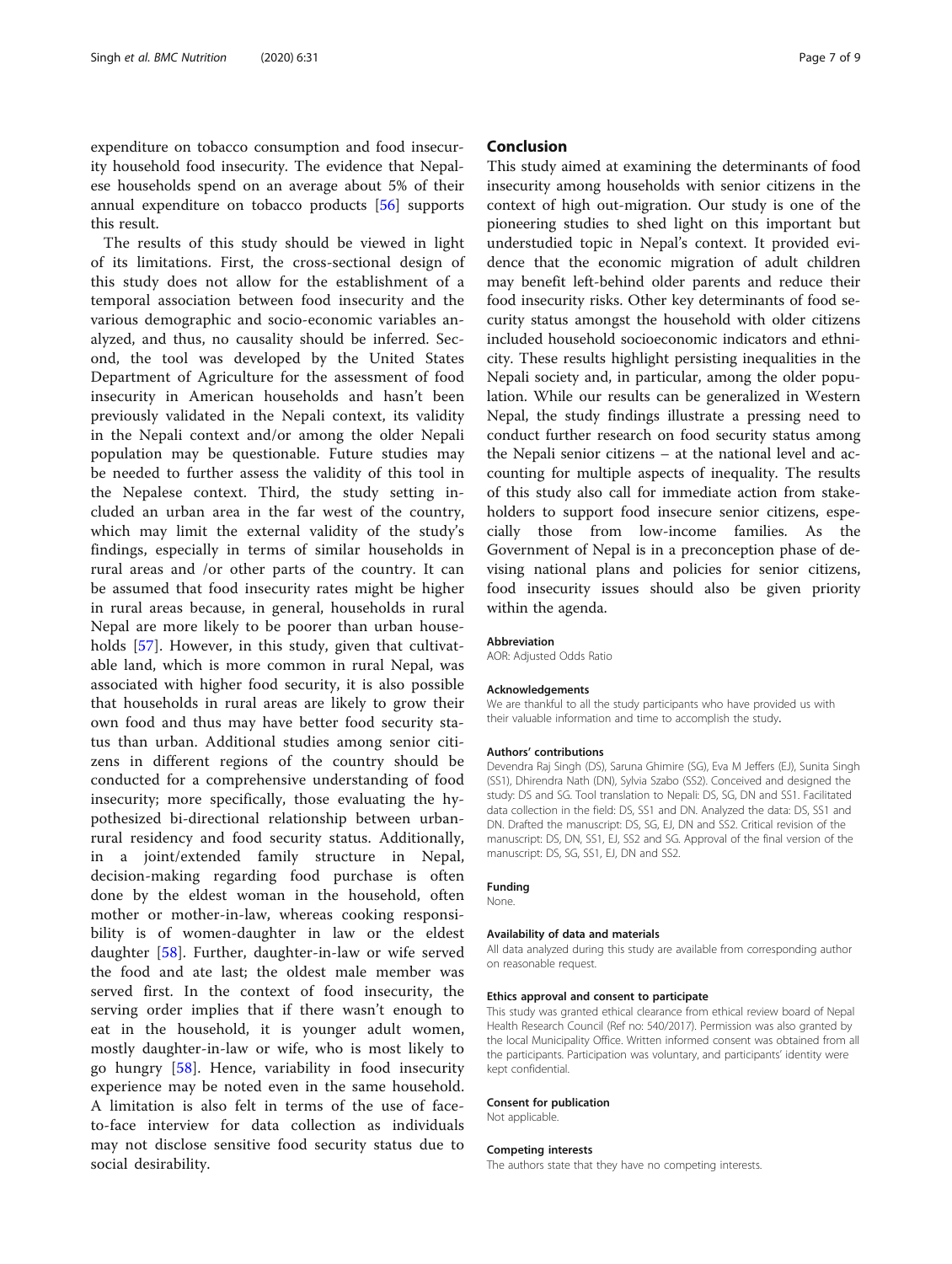expenditure on tobacco consumption and food insecurity household food insecurity. The evidence that Nepalese households spend on an average about 5% of their annual expenditure on tobacco products [56] supports this result.

The results of this study should be viewed in light of its limitations. First, the cross-sectional design of this study does not allow for the establishment of a temporal association between food insecurity and the various demographic and socio-economic variables analyzed, and thus, no causality should be inferred. Second, the tool was developed by the United States Department of Agriculture for the assessment of food insecurity in American households and hasn't been previously validated in the Nepali context, its validity in the Nepali context and/or among the older Nepali population may be questionable. Future studies may be needed to further assess the validity of this tool in the Nepalese context. Third, the study setting included an urban area in the far west of the country, which may limit the external validity of the study's findings, especially in terms of similar households in rural areas and /or other parts of the country. It can be assumed that food insecurity rates might be higher in rural areas because, in general, households in rural Nepal are more likely to be poorer than urban households [57]. However, in this study, given that cultivatable land, which is more common in rural Nepal, was associated with higher food security, it is also possible that households in rural areas are likely to grow their own food and thus may have better food security status than urban. Additional studies among senior citizens in different regions of the country should be conducted for a comprehensive understanding of food insecurity; more specifically, those evaluating the hypothesized bi-directional relationship between urban-rural residency and food security status. Additionally, in a joint/extended family structure in Nepal, decision-making regarding food purchase is often done by the eldest woman in the household, often mother or mother-in-law, whereas cooking responsibility is of women-daughter in law or the eldest daughter [58]. Further, daughter-in-law or wife served the food and ate last; the oldest male member was served first. In the context of food insecurity, the serving order implies that if there wasn't enough to eat in the household, it is younger adult women, mostly daughter-in-law or wife, who is most likely to go hungry [58]. Hence, variability in food insecurity experience may be noted even in the same household. A limitation is also felt in terms of the use of face-to-face interview for data collection as individuals may not disclose sensitive food security status due to social desirability.

## Conclusion

This study aimed at examining the determinants of food insecurity among households with senior citizens in the context of high out-migration. Our study is one of the pioneering studies to shed light on this important but understudied topic in Nepal's context. It provided evidence that the economic migration of adult children may benefit left-behind older parents and reduce their food insecurity risks. Other key determinants of food security status amongst the household with older citizens included household socioeconomic indicators and ethnicity. These results highlight persisting inequalities in the Nepali society and, in particular, among the older population. While our results can be generalized in Western Nepal, the study findings illustrate a pressing need to conduct further research on food security status among the Nepali senior citizens – at the national level and accounting for multiple aspects of inequality. The results of this study also call for immediate action from stakeholders to support food insecure senior citizens, especially those from low-income families. As the Government of Nepal is in a preconception phase of devising national plans and policies for senior citizens, food insecurity issues should also be given priority within the agenda.

#### Abbreviation

AOR: Adjusted Odds Ratio

#### Acknowledgements

We are thankful to all the study participants who have provided us with their valuable information and time to accomplish the study.

#### Authors' contributions

Devendra Raj Singh (DS), Saruna Ghimire (SG), Eva M Jeffers (EJ), Sunita Singh (SS1), Dhirendra Nath (DN), Sylvia Szabo (SS2). Conceived and designed the study: DS and SG. Tool translation to Nepali: DS, SG, DN and SS1. Facilitated data collection in the field: DS, SS1 and DN. Analyzed the data: DS, SS1 and DN. Drafted the manuscript: DS, SG, EJ, DN and SS2. Critical revision of the manuscript: DS, DN, SS1, EJ, SS2 and SG. Approval of the final version of the manuscript: DS, SG, SS1, EJ, DN and SS2.

#### Funding

None.

#### Availability of data and materials

All data analyzed during this study are available from corresponding author on reasonable request.

#### Ethics approval and consent to participate

This study was granted ethical clearance from ethical review board of Nepal Health Research Council (Ref no: 540/2017). Permission was also granted by the local Municipality Office. Written informed consent was obtained from all the participants. Participation was voluntary, and participants' identity were kept confidential.

#### Consent for publication

Not applicable.

#### Competing interests

The authors state that they have no competing interests.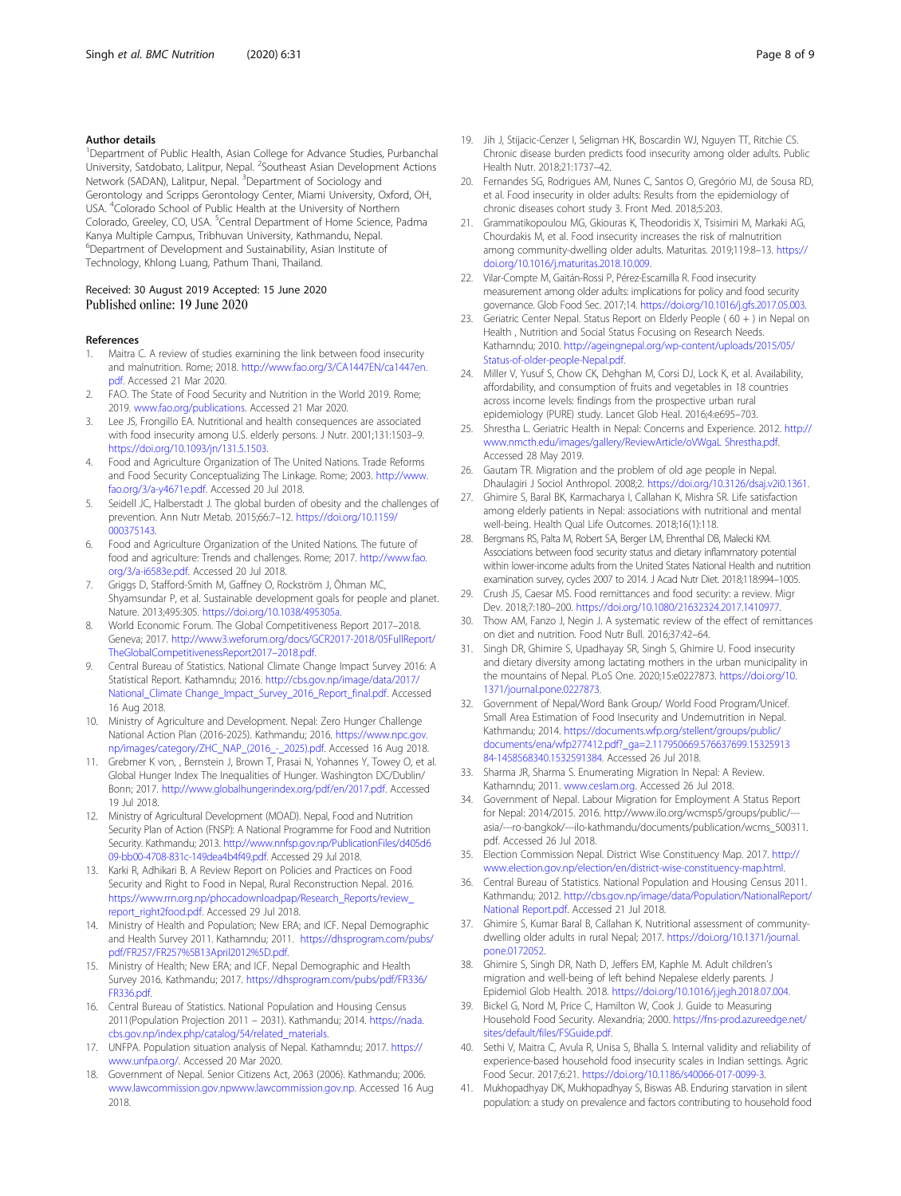### Author details

[1]Department of Public Health, Asian College for Advance Studies, Purbanchal University, Satdobato, Lalitpur, Nepal. [2]Southeast Asian Development Actions Network (SADAN), Lalitpur, Nepal. [3]Department of Sociology and Gerontology and Scripps Gerontology Center, Miami University, Oxford, OH, USA. [4]Colorado School of Public Health at the University of Northern Colorado, Greeley, CO, USA. [5]Central Department of Home Science, Padma Kanya Multiple Campus, Tribhuvan University, Kathmandu, Nepal. [6]Department of Development and Sustainability, Asian Institute of Technology, Khlong Luang, Pathum Thani, Thailand.

Received: 30 August 2019 Accepted: 15 June 2020
Published online: 19 June 2020

### References

1. Maitra C. A review of studies examining the link between food insecurity and malnutrition. Rome; 2018. http://www.fao.org/3/CA1447EN/ca1447en.pdf. Accessed 21 Mar 2020.
2. FAO. The State of Food Security and Nutrition in the World 2019. Rome; 2019. www.fao.org/publications. Accessed 21 Mar 2020.
3. Lee JS, Frongillo EA. Nutritional and health consequences are associated with food insecurity among U.S. elderly persons. J Nutr. 2001;131:1503–9. https://doi.org/10.1093/jn/131.5.1503.
4. Food and Agriculture Organization of The United Nations. Trade Reforms and Food Security Conceptualizing The Linkage. Rome; 2003. http://www.fao.org/3/a-y4671e.pdf. Accessed 20 Jul 2018.
5. Seidell JC, Halberstadt J. The global burden of obesity and the challenges of prevention. Ann Nutr Metab. 2015;66:7–12. https://doi.org/10.1159/000375143.
6. Food and Agriculture Organization of the United Nations. The future of food and agriculture: Trends and challenges. Rome; 2017. http://www.fao.org/3/a-i6583e.pdf. Accessed 20 Jul 2018.
7. Griggs D, Stafford-Smith M, Gaffney O, Rockström J, Öhman MC, Shyamsundar P, et al. Sustainable development goals for people and planet. Nature. 2013;495:305. https://doi.org/10.1038/495305a.
8. World Economic Forum. The Global Competitiveness Report 2017–2018. Geneva; 2017. http://www3.weforum.org/docs/GCR2017-2018/05FullReport/TheGlobalCompetitivenessReport2017–2018.pdf.
9. Central Bureau of Statistics. National Climate Change Impact Survey 2016: A Statistical Report. Kathamndu; 2016. http://cbs.gov.np/image/data/2017/National_Climate Change_Impact_Survey_2016_Report_final.pdf. Accessed 16 Aug 2018.
10. Ministry of Agriculture and Development. Nepal: Zero Hunger Challenge National Action Plan (2016-2025). Kathamndu; 2016. https://www.npc.gov.np/images/category/ZHC_NAP_(2016_-_2025).pdf. Accessed 16 Aug 2018.
11. Grebmer K von, , Bernstein J, Brown T, Prasai N, Yohannes Y, Towey O, et al. Global Hunger Index The Inequalities of Hunger. Washington DC/Dublin/Bonn; 2017. http://www.globalhungerindex.org/pdf/en/2017.pdf. Accessed 19 Jul 2018.
12. Ministry of Agricultural Development (MOAD). Nepal, Food and Nutrition Security Plan of Action (FNSP): A National Programme for Food and Nutrition Security. Kathmandu; 2013. http://www.nnfsp.gov.np/PublicationFiles/d405d609-bb00-4708-831c-149dea4b4f49.pdf. Accessed 29 Jul 2018.
13. Karki R, Adhikari B. A Review Report on Policies and Practices on Food Security and Right to Food in Nepal, Rural Reconstruction Nepal. 2016. https://www.rrn.org.np/phocadownloadpap/Research_Reports/review_report_right2food.pdf. Accessed 29 Jul 2018.
14. Ministry of Health and Population; New ERA; and ICF. Nepal Demographic and Health Survey 2011. Kathamndu; 2011. https://dhsprogram.com/pubs/pdf/FR257/FR257%5B13April2012%5D.pdf.
15. Ministry of Health; New ERA; and ICF. Nepal Demographic and Health Survey 2016. Kathmandu; 2017. https://dhsprogram.com/pubs/pdf/FR336/FR336.pdf.
16. Central Bureau of Statistics. National Population and Housing Census 2011(Population Projection 2011 – 2031). Kathmandu; 2014. https://nada.cbs.gov.np/index.php/catalog/54/related_materials.
17. UNFPA. Population situation analysis of Nepal. Kathmandu; 2017. https://www.unfpa.org/. Accessed 20 Mar 2020.
18. Government of Nepal. Senior Citizens Act, 2063 (2006). Kathmandu; 2006. www.lawcommission.gov.npwww.lawcommission.gov.np. Accessed 16 Aug 2018.
19. Jih J, Stijacic-Cenzer I, Seligman HK, Boscardin WJ, Nguyen TT, Ritchie CS. Chronic disease burden predicts food insecurity among older adults. Public Health Nutr. 2018;21:1737–42.
20. Fernandes SG, Rodrigues AM, Nunes C, Santos O, Gregório MJ, de Sousa RD, et al. Food insecurity in older adults: Results from the epidemiology of chronic diseases cohort study 3. Front Med. 2018;5:203.
21. Grammatikopoulou MG, Gkiouras K, Theodoridis X, Tsisimiri M, Markaki AG, Chourdakis M, et al. Food insecurity increases the risk of malnutrition among community-dwelling older adults. Maturitas. 2019;119:8–13. https://doi.org/10.1016/j.maturitas.2018.10.009.
22. Vilar-Compte M, Gaitán-Rossi P, Pérez-Escamilla R. Food insecurity measurement among older adults: implications for policy and food security governance. Glob Food Sec. 2017;14. https://doi.org/10.1016/j.gfs.2017.05.003.
23. Geriatric Center Nepal. Status Report on Elderly People ( 60 + ) in Nepal on Health , Nutrition and Social Status Focusing on Research Needs. Kathamndu; 2010. http://ageingnepal.org/wp-content/uploads/2015/05/Status-of-older-people-Nepal.pdf.
24. Miller V, Yusuf S, Chow CK, Dehghan M, Corsi DJ, Lock K, et al. Availability, affordability, and consumption of fruits and vegetables in 18 countries across income levels: findings from the prospective urban rural epidemiology (PURE) study. Lancet Glob Heal. 2016;4:e695–703.
25. Shrestha L. Geriatric Health in Nepal: Concerns and Experience. 2012. http://www.nmcth.edu/images/gallery/ReviewArticle/oVWgaL Shrestha.pdf. Accessed 28 May 2019.
26. Gautam TR. Migration and the problem of old age people in Nepal. Dhaulagiri J Sociol Anthropol. 2008;2. https://doi.org/10.3126/dsaj.v2i0.1361.
27. Ghimire S, Baral BK, Karmacharya I, Callahan K, Mishra SR. Life satisfaction among elderly patients in Nepal: associations with nutritional and mental well-being. Health Qual Life Outcomes. 2018;16(1):118.
28. Bergmans RS, Palta M, Robert SA, Berger LM, Ehrenthal DB, Malecki KM. Associations between food security status and dietary inflammatory potential within lower-income adults from the United States National Health and nutrition examination survey, cycles 2007 to 2014. J Acad Nutr Diet. 2018;118:994–1005.
29. Crush JS, Caesar MS. Food remittances and food security: a review. Migr Dev. 2018;7:180–200. https://doi.org/10.1080/21632324.2017.1410977.
30. Thow AM, Fanzo J, Negin J. A systematic review of the effect of remittances on diet and nutrition. Food Nutr Bull. 2016;37:42–64.
31. Singh DR, Ghimire S, Upadhayay SR, Singh S, Ghimire U. Food insecurity and dietary diversity among lactating mothers in the urban municipality in the mountains of Nepal. PLoS One. 2020;15:e0227873. https://doi.org/10.1371/journal.pone.0227873.
32. Government of Nepal/Word Bank Group/ World Food Program/Unicef. Small Area Estimation of Food Insecurity and Undernutrition in Nepal. Kathmandu; 2014. https://documents.wfp.org/stellent/groups/public/documents/ena/wfp277412.pdf?_ga=2.117950669.576637699.1532591384-1458568340.1532591384. Accessed 26 Jul 2018.
33. Sharma JR, Sharma S. Enumerating Migration In Nepal: A Review. Kathamndu; 2011. www.ceslam.org. Accessed 26 Jul 2018.
34. Government of Nepal. Labour Migration for Employment A Status Report for Nepal: 2014/2015. 2016. http://www.ilo.org/wcmsp5/groups/public/---asia/---ro-bangkok/---ilo-kathmandu/documents/publication/wcms_500311.pdf. Accessed 26 Jul 2018.
35. Election Commission Nepal. District Wise Constituency Map. 2017. http://www.election.gov.np/election/en/district-wise-constituency-map.html.
36. Central Bureau of Statistics. National Population and Housing Census 2011. Kathmandu; 2012. http://cbs.gov.np/image/data/Population/NationalReport/National Report.pdf. Accessed 21 Jul 2018.
37. Ghimire S, Kumar Baral B, Callahan K. Nutritional assessment of community-dwelling older adults in rural Nepal; 2017. https://doi.org/10.1371/journal.pone.0172052.
38. Ghimire S, Singh DR, Nath D, Jeffers EM, Kaphle M. Adult children's migration and well-being of left behind Nepalese elderly parents. J Epidemiol Glob Health. 2018. https://doi.org/10.1016/j.jegh.2018.07.004.
39. Bickel G, Nord M, Price C, Hamilton W, Cook J. Guide to Measuring Household Food Security. Alexandria; 2000. https://fns-prod.azureedge.net/sites/default/files/FSGuide.pdf.
40. Sethi V, Maitra C, Avula R, Unisa S, Bhalla S. Internal validity and reliability of experience-based household food insecurity scales in Indian settings. Agric Food Secur. 2017;6:21. https://doi.org/10.1186/s40066-017-0099-3.
41. Mukhopadhyay DK, Mukhopadhyay S, Biswas AB. Enduring starvation in silent population: a study on prevalence and factors contributing to household food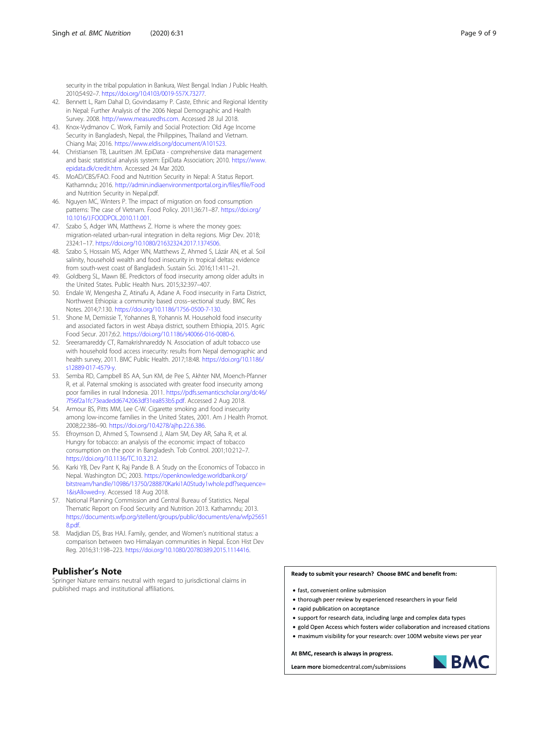security in the tribal population in Bankura, West Bengal. Indian J Public Health. 2010;54:92–7. https://doi.org/10.4103/0019-557X.73277.

42. Bennett L, Ram Dahal D, Govindasamy P. Caste, Ethnic and Regional Identity in Nepal: Further Analysis of the 2006 Nepal Demographic and Health Survey. 2008. http://www.measuredhs.com. Accessed 28 Jul 2018.
43. Knox-Vydmanov C. Work, Family and Social Protection: Old Age Income Security in Bangladesh, Nepal, the Philippines, Thailand and Vietnam. Chiang Mai; 2016. https://www.eldis.org/document/A101523.
44. Christiansen TB, Lauritsen JM. EpiData - comprehensive data management and basic statistical analysis system: EpiData Association; 2010. https://www.epidata.dk/credit.htm. Accessed 24 Mar 2020.
45. MoAD/CBS/FAO. Food and Nutrition Security in Nepal: A Status Report. Kathamndu; 2016. http://admin.indiaenvironmentportal.org.in/files/file/Food and Nutrition Security in Nepal.pdf.
46. Nguyen MC, Winters P. The impact of migration on food consumption patterns: The case of Vietnam. Food Policy. 2011;36:71–87. https://doi.org/10.1016/J.FOODPOL.2010.11.001.
47. Szabo S, Adger WN, Matthews Z. Home is where the money goes: migration-related urban-rural integration in delta regions. Migr Dev. 2018; 2324:1–17. https://doi.org/10.1080/21632324.2017.1374506.
48. Szabo S, Hossain MS, Adger WN, Matthews Z, Ahmed S, Lázár AN, et al. Soil salinity, household wealth and food insecurity in tropical deltas: evidence from south-west coast of Bangladesh. Sustain Sci. 2016;11:411–21.
49. Goldberg SL, Mawn BE. Predictors of food insecurity among older adults in the United States. Public Health Nurs. 2015;32:397–407.
50. Endale W, Mengesha Z, Atinafu A, Adane A. Food insecurity in Farta District, Northwest Ethiopia: a community based cross–sectional study. BMC Res Notes. 2014;7:130. https://doi.org/10.1186/1756-0500-7-130.
51. Shone M, Demissie T, Yohannes B, Yohannis M. Household food insecurity and associated factors in west Abaya district, southern Ethiopia, 2015. Agric Food Secur. 2017;6:2. https://doi.org/10.1186/s40066-016-0080-6.
52. Sreeramareddy CT, Ramakrishnareddy N. Association of adult tobacco use with household food access insecurity: results from Nepal demographic and health survey, 2011. BMC Public Health. 2017;18:48. https://doi.org/10.1186/s12889-017-4579-y.
53. Semba RD, Campbell BS AA, Sun KM, de Pee S, Akhter NM, Moench-Pfanner R, et al. Paternal smoking is associated with greater food insecurity among poor families in rural Indonesia. 2011. https://pdfs.semanticscholar.org/dc46/7f56f2a1fc73eadedd6742063df31ea853b5.pdf. Accessed 2 Aug 2018.
54. Armour BS, Pitts MM, Lee C-W. Cigarette smoking and food insecurity among low-income families in the United States, 2001. Am J Health Promot. 2008;22:386–90. https://doi.org/10.4278/ajhp.22.6.386.
55. Efroymson D, Ahmed S, Townsend J, Alam SM, Dey AR, Saha R, et al. Hungry for tobacco: an analysis of the economic impact of tobacco consumption on the poor in Bangladesh. Tob Control. 2001;10:212–7. https://doi.org/10.1136/TC.10.3.212.
56. Karki YB, Dev Pant K, Raj Pande B. A Study on the Economics of Tobacco in Nepal. Washington DC; 2003. https://openknowledge.worldbank.org/bitstream/handle/10986/13750/288870Karki1A0Study1whole.pdf?sequence=1&isAllowed=y. Accessed 18 Aug 2018.
57. National Planning Commission and Central Bureau of Statistics. Nepal Thematic Report on Food Security and Nutrition 2013. Kathamndu; 2013. https://documents.wfp.org/stellent/groups/public/documents/ena/wfp256518.pdf.
58. Madjdian DS, Bras HAJ. Family, gender, and Women's nutritional status: a comparison between two Himalayan communities in Nepal. Econ Hist Dev Reg. 2016;31:198–223. https://doi.org/10.1080/20780389.2015.1114416.

## Publisher's Note

Springer Nature remains neutral with regard to jurisdictional claims in published maps and institutional affiliations.

**Ready to submit your research? Choose BMC and benefit from:**

- fast, convenient online submission
- thorough peer review by experienced researchers in your field
- rapid publication on acceptance
- support for research data, including large and complex data types
- gold Open Access which fosters wider collaboration and increased citations
- maximum visibility for your research: over 100M website views per year

**At BMC, research is always in progress.**

**Learn more** biomedcentral.com/submissions

BMC